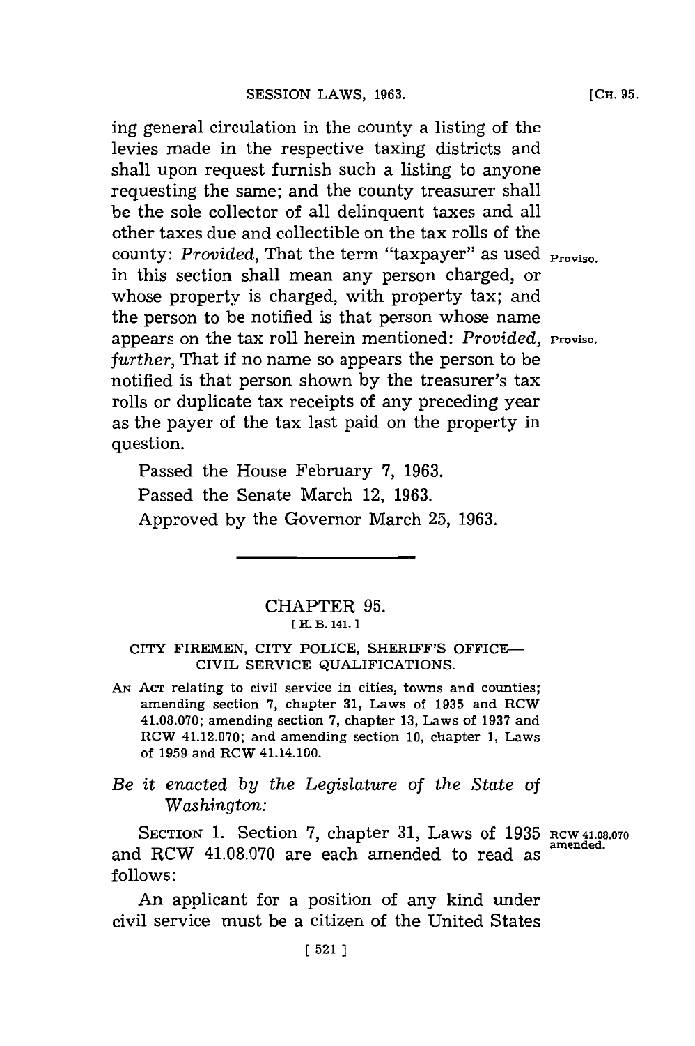ing general circulation in the county a listing of the levies made in the respective taxing districts and shall upon request furnish such a listing to anyone requesting the same; and the county treasurer shall be the sole collector of all delinquent taxes and all other taxes due and collectible on the tax rolls of the county: *Provided*, That the term "taxpayer" as used in this section shall mean any person charged, or whose property is charged, with property tax; and the person to be notified is that person whose name appears on the tax roll herein mentioned: *Provided, further*, That if no name so appears the person to be notified is that person shown by the treasurer's tax rolls or duplicate tax receipts of any preceding year as the payer of the tax last paid on the property in question.

Proviso.

Proviso.

Passed the House February 7, 1963.

Passed the Senate March 12, 1963.

Approved by the Governor March 25, 1963.

---

## CHAPTER 95.

[ H. B. 141. ]

### CITY FIREMEN, CITY POLICE, SHERIFF'S OFFICE—CIVIL SERVICE QUALIFICATIONS.

AN ACT relating to civil service in cities, towns and counties; amending section 7, chapter 31, Laws of 1935 and RCW 41.08.070; amending section 7, chapter 13, Laws of 1937 and RCW 41.12.070; and amending section 10, chapter 1, Laws of 1959 and RCW 41.14.100.

*Be it enacted by the Legislature of the State of Washington:*

SECTION 1. Section 7, chapter 31, Laws of 1935 and RCW 41.08.070 are each amended to read as follows:

RCW 41.08.070 amended.

An applicant for a position of any kind under civil service must be a citizen of the United States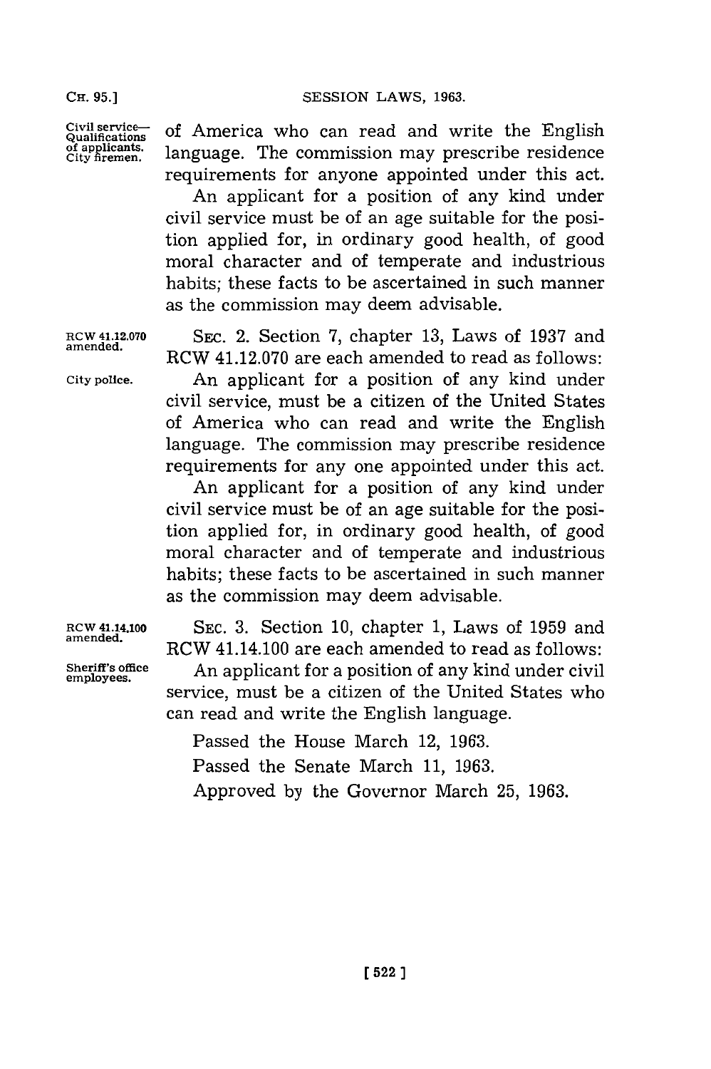Civil service—Qualifications of applicants. City firemen.

of America who can read and write the English language. The commission may prescribe residence requirements for anyone appointed under this act.

An applicant for a position of any kind under civil service must be of an age suitable for the position applied for, in ordinary good health, of good moral character and of temperate and industrious habits; these facts to be ascertained in such manner as the commission may deem advisable.

RCW 41.12.070 amended.

SEC. 2. Section 7, chapter 13, Laws of 1937 and RCW 41.12.070 are each amended to read as follows:

City police.

An applicant for a position of any kind under civil service, must be a citizen of the United States of America who can read and write the English language. The commission may prescribe residence requirements for any one appointed under this act.

An applicant for a position of any kind under civil service must be of an age suitable for the position applied for, in ordinary good health, of good moral character and of temperate and industrious habits; these facts to be ascertained in such manner as the commission may deem advisable.

RCW 41.14.100 amended.

SEC. 3. Section 10, chapter 1, Laws of 1959 and RCW 41.14.100 are each amended to read as follows:

Sheriff's office employees.

An applicant for a position of any kind under civil service, must be a citizen of the United States who can read and write the English language.

Passed the House March 12, 1963.

Passed the Senate March 11, 1963.

Approved by the Governor March 25, 1963.